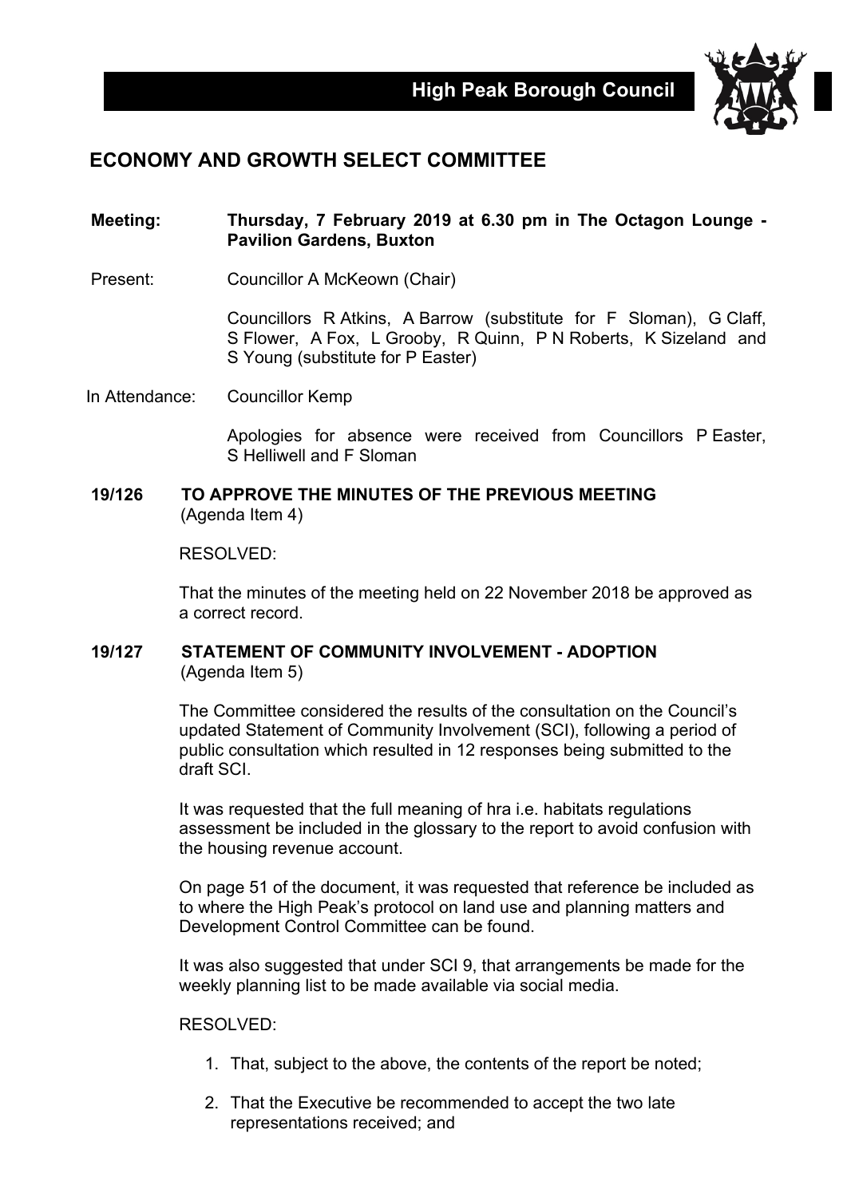**High Peak Borough Council**

# ECONOMY AND GROWTH SELECT COMMITTEE

**Meeting:** **Thursday, 7 February 2019 at 6.30 pm in The Octagon Lounge - Pavilion Gardens, Buxton**

Present: Councillor A McKeown (Chair)

Councillors R Atkins, A Barrow (substitute for F Sloman), G Claff, S Flower, A Fox, L Grooby, R Quinn, P N Roberts, K Sizeland and S Young (substitute for P Easter)

In Attendance: Councillor Kemp

Apologies for absence were received from Councillors P Easter, S Helliwell and F Sloman

## 19/126 TO APPROVE THE MINUTES OF THE PREVIOUS MEETING

(Agenda Item 4)

RESOLVED:

That the minutes of the meeting held on 22 November 2018 be approved as a correct record.

## 19/127 STATEMENT OF COMMUNITY INVOLVEMENT - ADOPTION

(Agenda Item 5)

The Committee considered the results of the consultation on the Council's updated Statement of Community Involvement (SCI), following a period of public consultation which resulted in 12 responses being submitted to the draft SCI.

It was requested that the full meaning of hra i.e. habitats regulations assessment be included in the glossary to the report to avoid confusion with the housing revenue account.

On page 51 of the document, it was requested that reference be included as to where the High Peak's protocol on land use and planning matters and Development Control Committee can be found.

It was also suggested that under SCI 9, that arrangements be made for the weekly planning list to be made available via social media.

RESOLVED:

1. That, subject to the above, the contents of the report be noted;
2. That the Executive be recommended to accept the two late representations received; and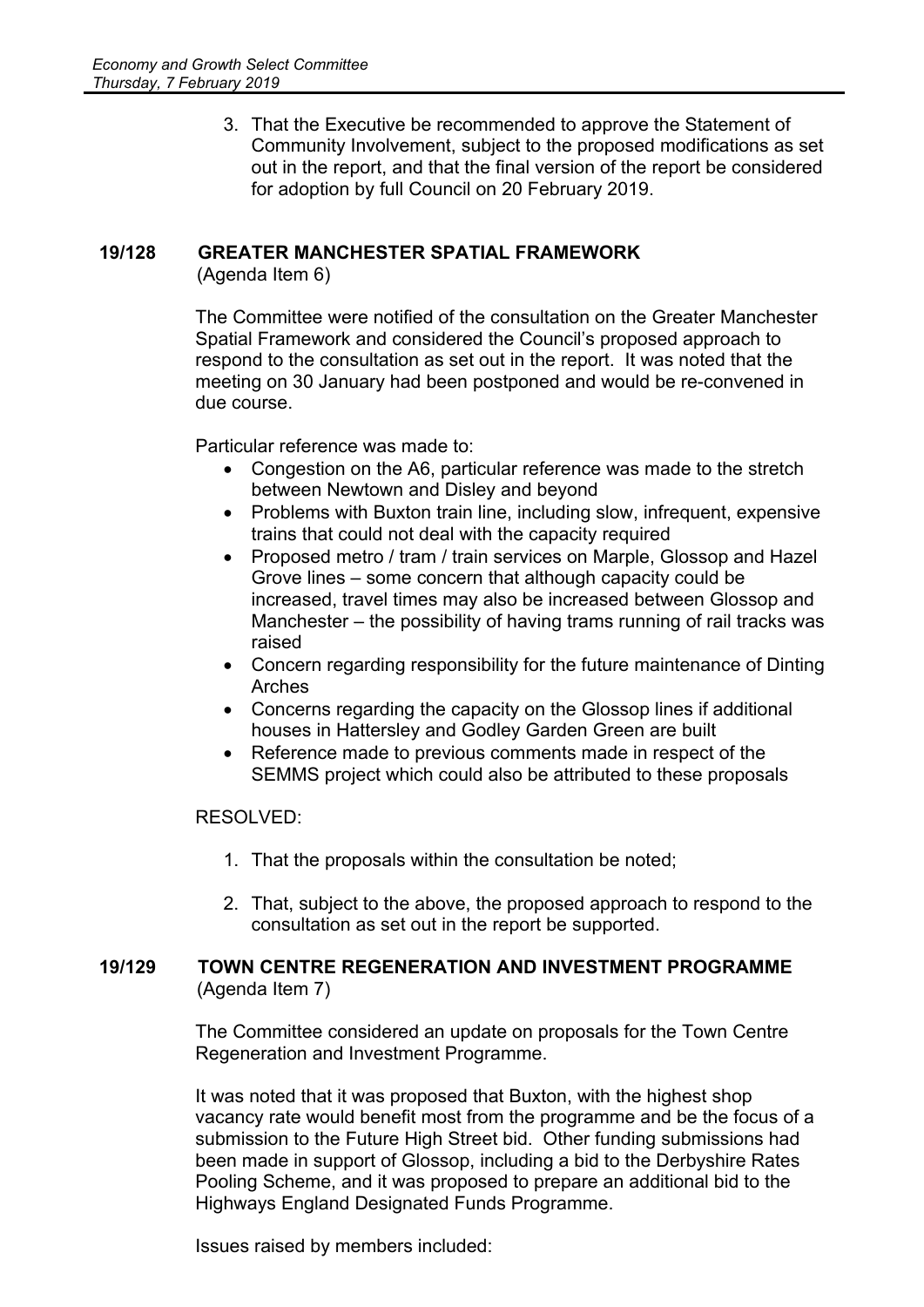3. That the Executive be recommended to approve the Statement of Community Involvement, subject to the proposed modifications as set out in the report, and that the final version of the report be considered for adoption by full Council on 20 February 2019.

## 19/128 GREATER MANCHESTER SPATIAL FRAMEWORK

(Agenda Item 6)

The Committee were notified of the consultation on the Greater Manchester Spatial Framework and considered the Council's proposed approach to respond to the consultation as set out in the report. It was noted that the meeting on 30 January had been postponed and would be re-convened in due course.

Particular reference was made to:

- Congestion on the A6, particular reference was made to the stretch between Newtown and Disley and beyond
- Problems with Buxton train line, including slow, infrequent, expensive trains that could not deal with the capacity required
- Proposed metro / tram / train services on Marple, Glossop and Hazel Grove lines – some concern that although capacity could be increased, travel times may also be increased between Glossop and Manchester – the possibility of having trams running of rail tracks was raised
- Concern regarding responsibility for the future maintenance of Dinting Arches
- Concerns regarding the capacity on the Glossop lines if additional houses in Hattersley and Godley Garden Green are built
- Reference made to previous comments made in respect of the SEMMS project which could also be attributed to these proposals

RESOLVED:

1. That the proposals within the consultation be noted;
2. That, subject to the above, the proposed approach to respond to the consultation as set out in the report be supported.

## 19/129 TOWN CENTRE REGENERATION AND INVESTMENT PROGRAMME

(Agenda Item 7)

The Committee considered an update on proposals for the Town Centre Regeneration and Investment Programme.

It was noted that it was proposed that Buxton, with the highest shop vacancy rate would benefit most from the programme and be the focus of a submission to the Future High Street bid. Other funding submissions had been made in support of Glossop, including a bid to the Derbyshire Rates Pooling Scheme, and it was proposed to prepare an additional bid to the Highways England Designated Funds Programme.

Issues raised by members included: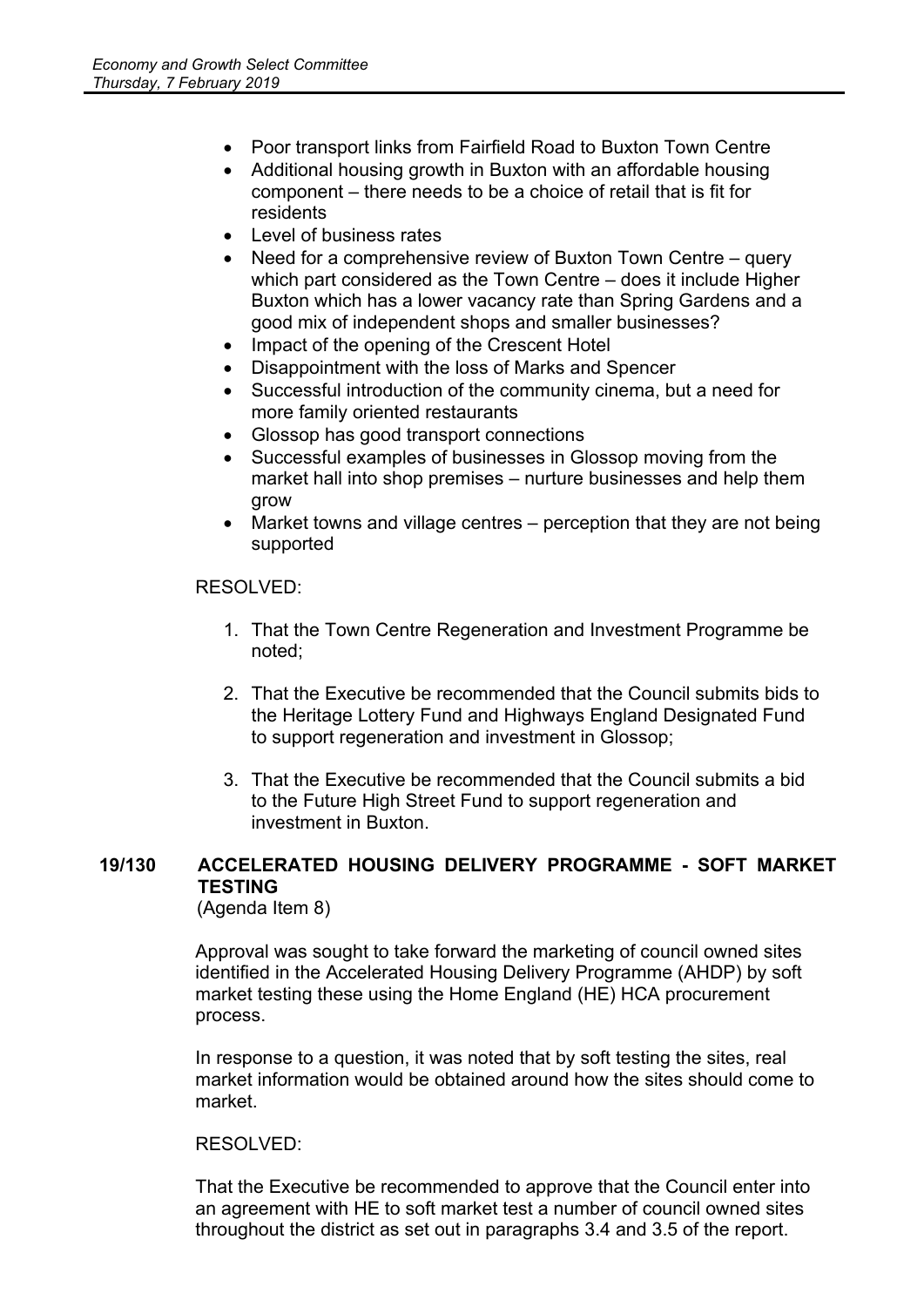- Poor transport links from Fairfield Road to Buxton Town Centre
- Additional housing growth in Buxton with an affordable housing component – there needs to be a choice of retail that is fit for residents
- Level of business rates
- Need for a comprehensive review of Buxton Town Centre – query which part considered as the Town Centre – does it include Higher Buxton which has a lower vacancy rate than Spring Gardens and a good mix of independent shops and smaller businesses?
- Impact of the opening of the Crescent Hotel
- Disappointment with the loss of Marks and Spencer
- Successful introduction of the community cinema, but a need for more family oriented restaurants
- Glossop has good transport connections
- Successful examples of businesses in Glossop moving from the market hall into shop premises – nurture businesses and help them grow
- Market towns and village centres – perception that they are not being supported

RESOLVED:

1. That the Town Centre Regeneration and Investment Programme be noted;

2. That the Executive be recommended that the Council submits bids to the Heritage Lottery Fund and Highways England Designated Fund to support regeneration and investment in Glossop;

3. That the Executive be recommended that the Council submits a bid to the Future High Street Fund to support regeneration and investment in Buxton.

## 19/130 ACCELERATED HOUSING DELIVERY PROGRAMME - SOFT MARKET TESTING

(Agenda Item 8)

Approval was sought to take forward the marketing of council owned sites identified in the Accelerated Housing Delivery Programme (AHDP) by soft market testing these using the Home England (HE) HCA procurement process.

In response to a question, it was noted that by soft testing the sites, real market information would be obtained around how the sites should come to market.

RESOLVED:

That the Executive be recommended to approve that the Council enter into an agreement with HE to soft market test a number of council owned sites throughout the district as set out in paragraphs 3.4 and 3.5 of the report.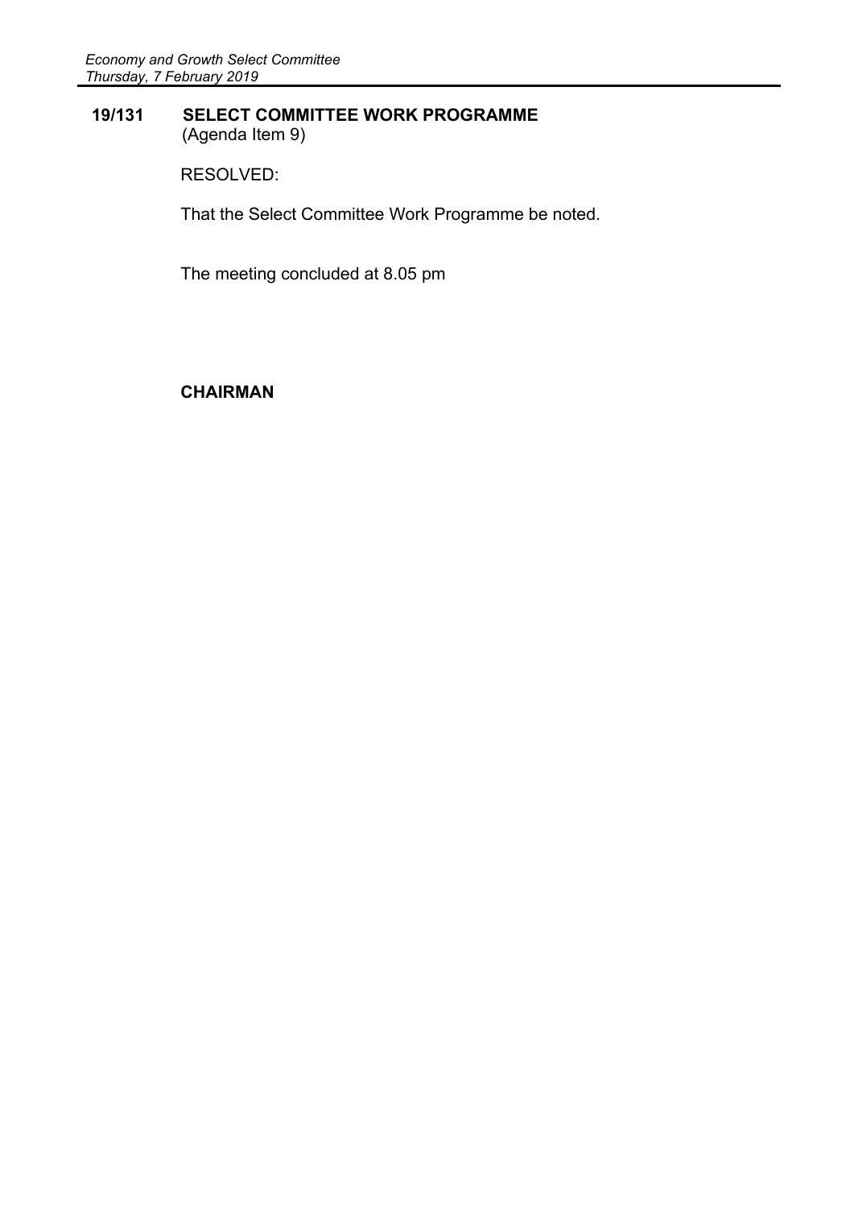**19/131 SELECT COMMITTEE WORK PROGRAMME**
(Agenda Item 9)

RESOLVED:

That the Select Committee Work Programme be noted.

The meeting concluded at 8.05 pm

**CHAIRMAN**